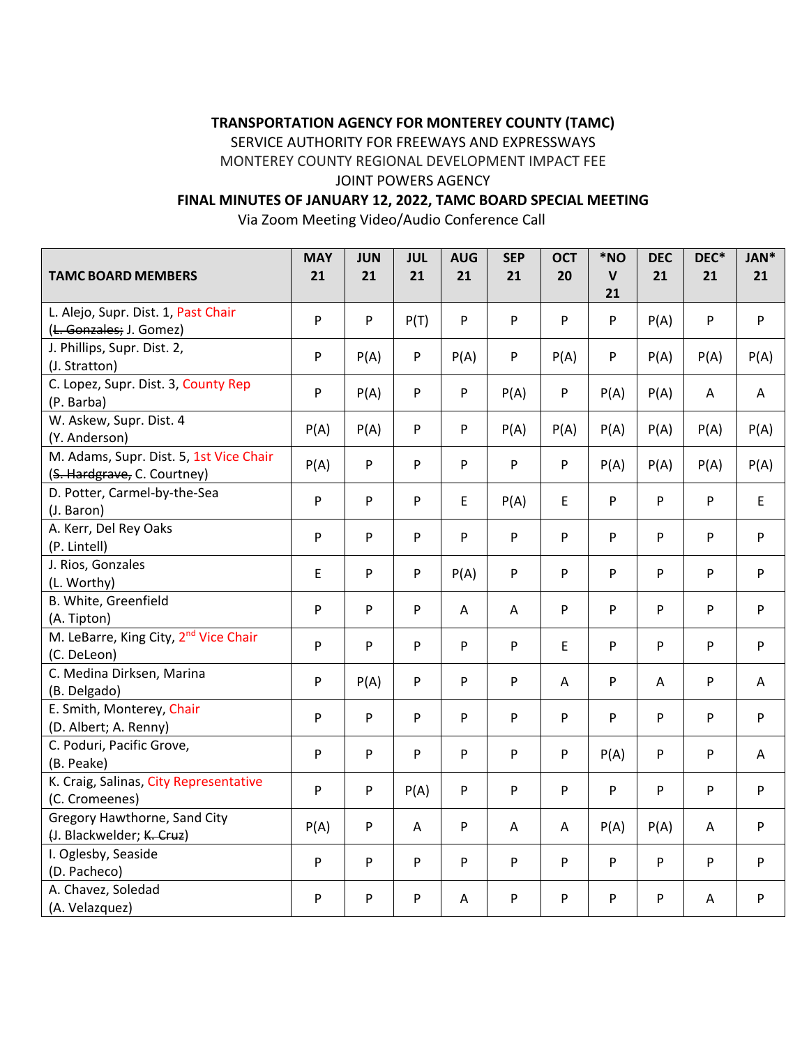**TRANSPORTATION AGENCY FOR MONTEREY COUNTY (TAMC)**

SERVICE AUTHORITY FOR FREEWAYS AND EXPRESSWAYS

MONTEREY COUNTY REGIONAL DEVELOPMENT IMPACT FEE

JOINT POWERS AGENCY

**FINAL MINUTES OF JANUARY 12, 2022, TAMC BOARD SPECIAL MEETING**

Via Zoom Meeting Video/Audio Conference Call

| TAMC BOARD MEMBERS | MAY 21 | JUN 21 | JUL 21 | AUG 21 | SEP 21 | OCT 20 | *NOV 21 | DEC 21 | DEC* 21 | JAN* 21 |
|---|---|---|---|---|---|---|---|---|---|---|
| L. Alejo, Supr. Dist. 1, Past Chair (~~L. Gonzales;~~ J. Gomez) | P | P | P(T) | P | P | P | P | P(A) | P | P |
| J. Phillips, Supr. Dist. 2, (J. Stratton) | P | P(A) | P | P(A) | P | P(A) | P | P(A) | P(A) | P(A) |
| C. Lopez, Supr. Dist. 3, County Rep (P. Barba) | P | P(A) | P | P | P(A) | P | P(A) | P(A) | A | A |
| W. Askew, Supr. Dist. 4 (Y. Anderson) | P(A) | P(A) | P | P | P(A) | P(A) | P(A) | P(A) | P(A) | P(A) |
| M. Adams, Supr. Dist. 5, 1st Vice Chair (~~S. Hardgrave,~~ C. Courtney) | P(A) | P | P | P | P | P | P(A) | P(A) | P(A) | P(A) |
| D. Potter, Carmel-by-the-Sea (J. Baron) | P | P | P | E | P(A) | E | P | P | P | E |
| A. Kerr, Del Rey Oaks (P. Lintell) | P | P | P | P | P | P | P | P | P | P |
| J. Rios, Gonzales (L. Worthy) | E | P | P | P(A) | P | P | P | P | P | P |
| B. White, Greenfield (A. Tipton) | P | P | P | A | A | P | P | P | P | P |
| M. LeBarre, King City, 2nd Vice Chair (C. DeLeon) | P | P | P | P | P | E | P | P | P | P |
| C. Medina Dirksen, Marina (B. Delgado) | P | P(A) | P | P | P | A | P | A | P | A |
| E. Smith, Monterey, Chair (D. Albert; A. Renny) | P | P | P | P | P | P | P | P | P | P |
| C. Poduri, Pacific Grove, (B. Peake) | P | P | P | P | P | P | P(A) | P | P | A |
| K. Craig, Salinas, City Representative (C. Cromeenes) | P | P | P(A) | P | P | P | P | P | P | P |
| Gregory Hawthorne, Sand City (J. Blackwelder; ~~K. Cruz~~) | P(A) | P | A | P | A | A | P(A) | P(A) | A | P |
| I. Oglesby, Seaside (D. Pacheco) | P | P | P | P | P | P | P | P | P | P |
| A. Chavez, Soledad (A. Velazquez) | P | P | P | A | P | P | P | P | A | P |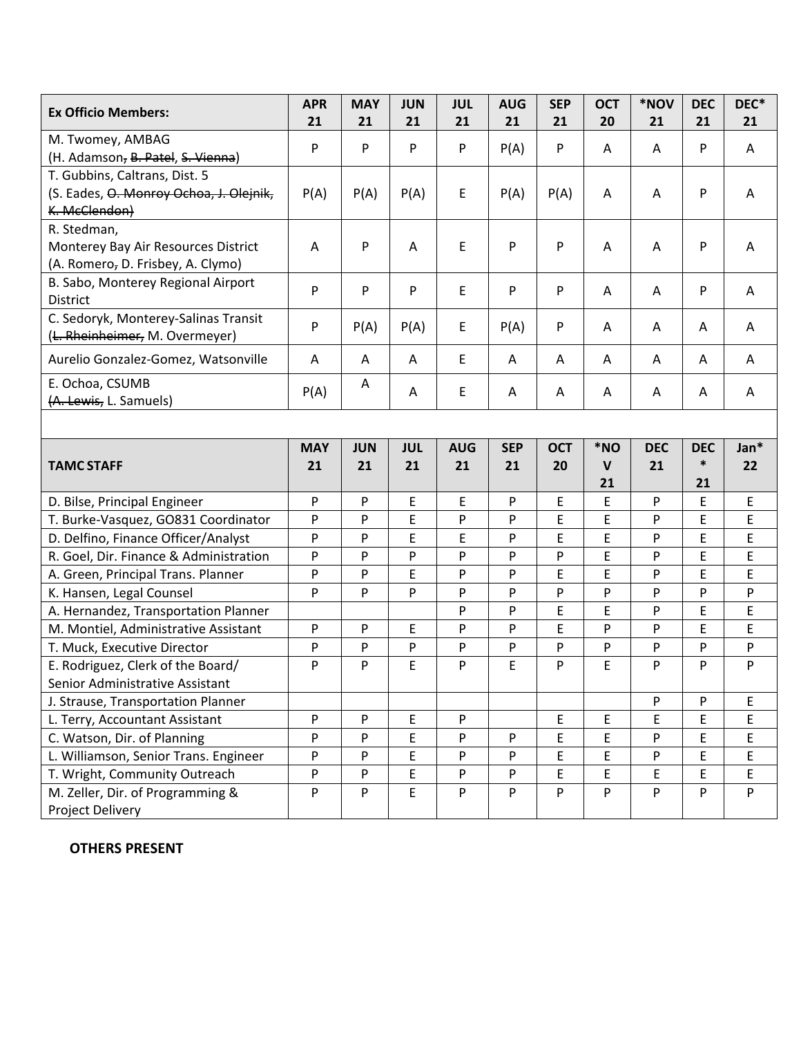| Ex Officio Members: | APR 21 | MAY 21 | JUN 21 | JUL 21 | AUG 21 | SEP 21 | OCT 20 | *NOV 21 | DEC 21 | DEC* 21 |
|---|---|---|---|---|---|---|---|---|---|---|
| M. Twomey, AMBAG (H. Adamson~~,~~ ~~B. Patel~~, ~~S. Vienna~~) | P | P | P | P | P(A) | P | A | A | P | A |
| T. Gubbins, Caltrans, Dist. 5 (S. Eades, ~~O. Monroy Ochoa, J. Olejnik, K. McClendon~~) | P(A) | P(A) | P(A) | E | P(A) | P(A) | A | A | P | A |
| R. Stedman, Monterey Bay Air Resources District (A. Romero~~,~~ D. Frisbey, A. Clymo) | A | P | A | E | P | P | A | A | P | A |
| B. Sabo, Monterey Regional Airport District | P | P | P | E | P | P | A | A | P | A |
| C. Sedoryk, Monterey-Salinas Transit (~~L. Rheinheimer,~~ M. Overmeyer) | P | P(A) | P(A) | E | P(A) | P | A | A | A | A |
| Aurelio Gonzalez-Gomez, Watsonville | A | A | A | E | A | A | A | A | A | A |
| E. Ochoa, CSUMB ~~(A. Lewis,~~ L. Samuels) | P(A) | A | A | E | A | A | A | A | A | A |

| TAMC STAFF | MAY 21 | JUN 21 | JUL 21 | AUG 21 | SEP 21 | OCT 20 | *NOV 21 | DEC 21 | DEC* 21 | Jan* 22 |
|---|---|---|---|---|---|---|---|---|---|---|
| D. Bilse, Principal Engineer | P | P | E | E | P | E | E | P | E | E |
| T. Burke-Vasquez, GO831 Coordinator | P | P | E | P | P | E | E | P | E | E |
| D. Delfino, Finance Officer/Analyst | P | P | E | E | P | E | E | P | E | E |
| R. Goel, Dir. Finance & Administration | P | P | P | P | P | P | E | P | E | E |
| A. Green, Principal Trans. Planner | P | P | E | P | P | E | E | P | E | E |
| K. Hansen, Legal Counsel | P | P | P | P | P | P | P | P | P | P |
| A. Hernandez, Transportation Planner | | | | P | P | E | E | P | E | E |
| M. Montiel, Administrative Assistant | P | P | E | P | P | E | P | P | E | E |
| T. Muck, Executive Director | P | P | P | P | P | P | P | P | P | P |
| E. Rodriguez, Clerk of the Board/ Senior Administrative Assistant | P | P | E | P | E | P | E | P | P | P |
| J. Strause, Transportation Planner | | | | | | | | P | P | E |
| L. Terry, Accountant Assistant | P | P | E | P | | E | E | E | E | E |
| C. Watson, Dir. of Planning | P | P | E | P | P | E | E | P | E | E |
| L. Williamson, Senior Trans. Engineer | P | P | E | P | P | E | E | P | E | E |
| T. Wright, Community Outreach | P | P | E | P | P | E | E | E | E | E |
| M. Zeller, Dir. of Programming & Project Delivery | P | P | E | P | P | P | P | P | P | P |

**OTHERS PRESENT**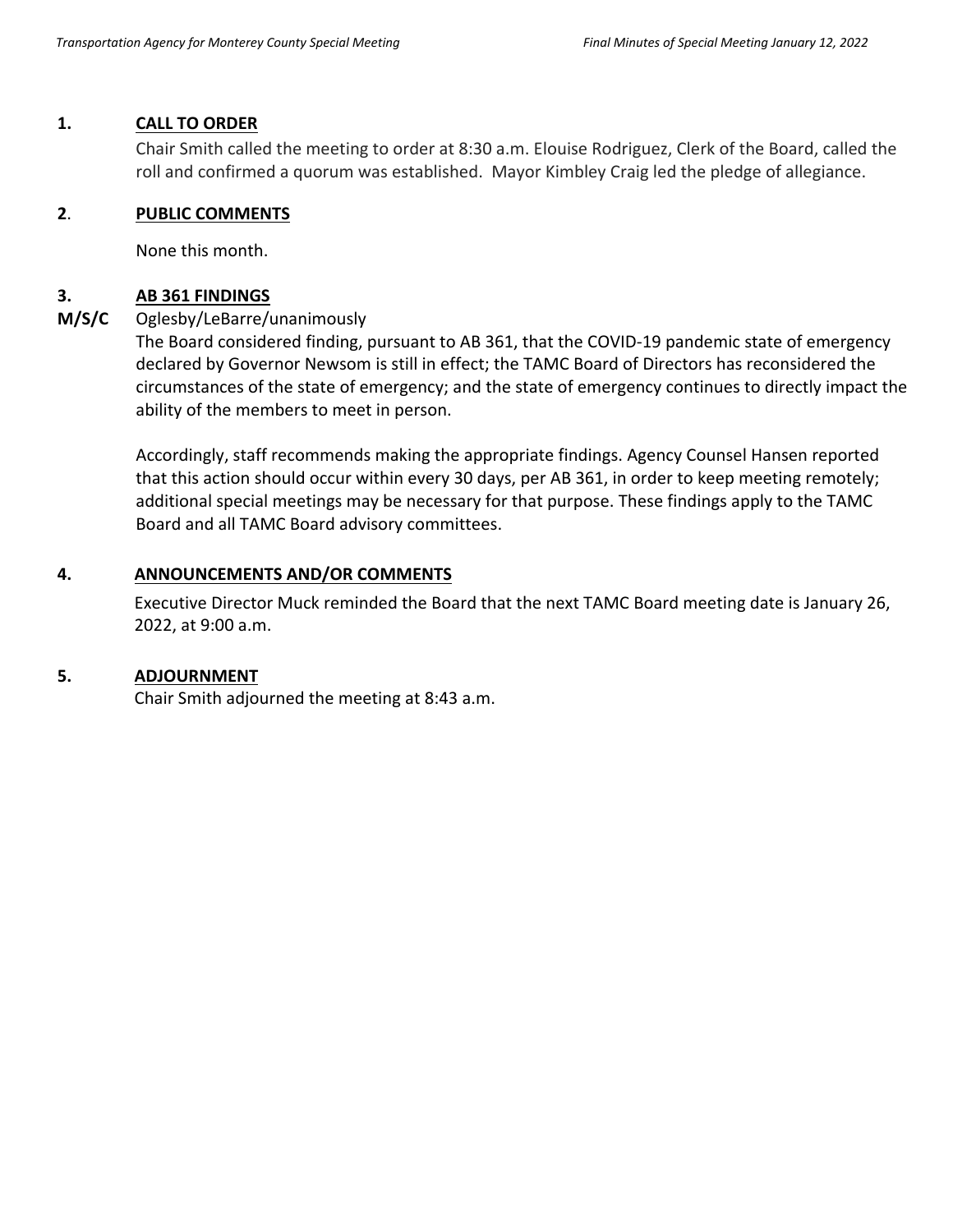**1. CALL TO ORDER**

Chair Smith called the meeting to order at 8:30 a.m. Elouise Rodriguez, Clerk of the Board, called the roll and confirmed a quorum was established. Mayor Kimbley Craig led the pledge of allegiance.

**2. PUBLIC COMMENTS**

None this month.

**3. AB 361 FINDINGS**

**M/S/C** Oglesby/LeBarre/unanimously

The Board considered finding, pursuant to AB 361, that the COVID-19 pandemic state of emergency declared by Governor Newsom is still in effect; the TAMC Board of Directors has reconsidered the circumstances of the state of emergency; and the state of emergency continues to directly impact the ability of the members to meet in person.

Accordingly, staff recommends making the appropriate findings. Agency Counsel Hansen reported that this action should occur within every 30 days, per AB 361, in order to keep meeting remotely; additional special meetings may be necessary for that purpose. These findings apply to the TAMC Board and all TAMC Board advisory committees.

**4. ANNOUNCEMENTS AND/OR COMMENTS**

Executive Director Muck reminded the Board that the next TAMC Board meeting date is January 26, 2022, at 9:00 a.m.

**5. ADJOURNMENT**

Chair Smith adjourned the meeting at 8:43 a.m.